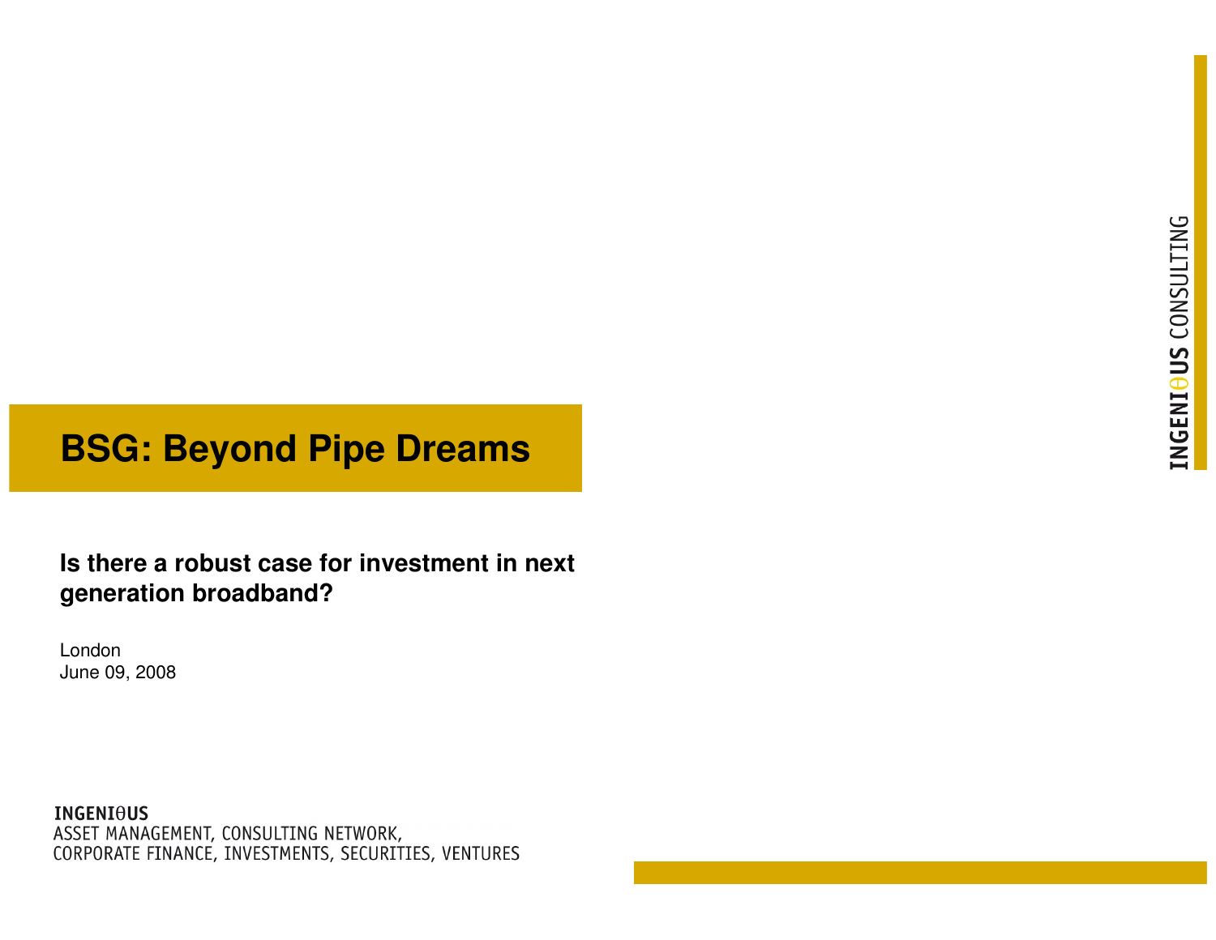# BSG: Beyond Pipe Dreams

**Is there a robust case for investment in next generation broadband?**

London
June 09, 2008

INGENIOUS CONSULTING

**INGENIθUS**
ASSET MANAGEMENT, CONSULTING NETWORK,
CORPORATE FINANCE, INVESTMENTS, SECURITIES, VENTURES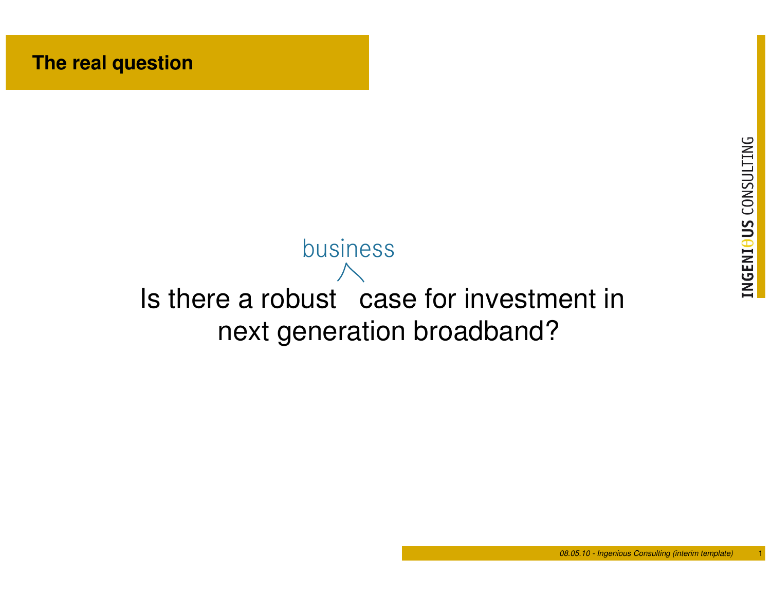## The real question

Is there a robust business case for investment in next generation broadband?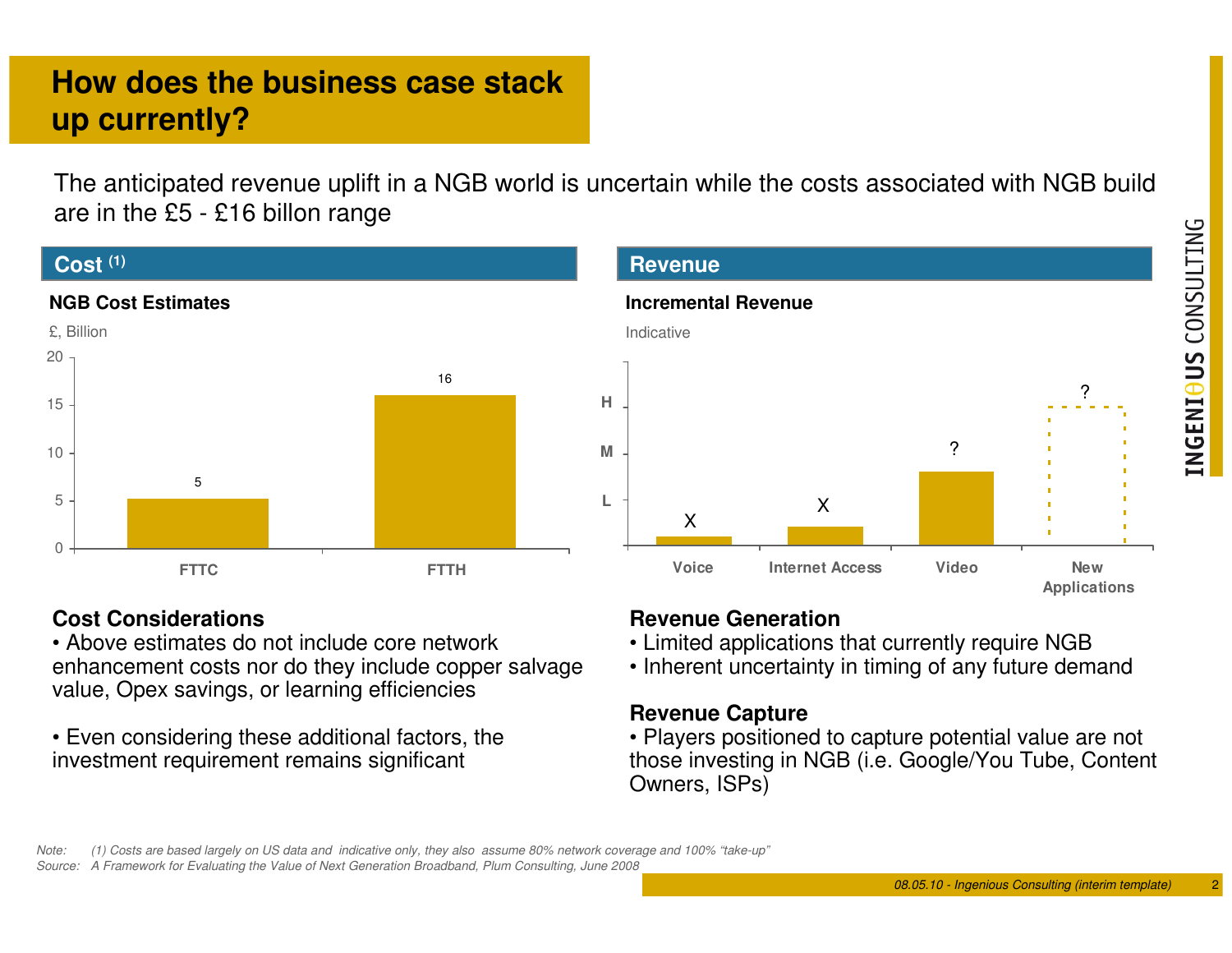# How does the business case stack up currently?

The anticipated revenue uplift in a NGB world is uncertain while the costs associated with NGB build are in the £5 - £16 billon range

## Cost (1)

**NGB Cost Estimates**

£, Billion

| | FTTC | FTTH |
|---|---|---|
| £, Billion | 5 | 16 |

## Revenue

**Incremental Revenue**

Indicative

| | Voice | Internet Access | Video | New Applications |
|---|---|---|---|---|
| Indicative level (L / M / H) | X | X | ? | ? |

### Cost Considerations

- Above estimates do not include core network enhancement costs nor do they include copper salvage value, Opex savings, or learning efficiencies
- Even considering these additional factors, the investment requirement remains significant

### Revenue Generation

- Limited applications that currently require NGB
- Inherent uncertainty in timing of any future demand

### Revenue Capture

- Players positioned to capture potential value are not those investing in NGB (i.e. Google/You Tube, Content Owners, ISPs)

*Note: (1) Costs are based largely on US data and indicative only, they also assume 80% network coverage and 100% "take-up"*
*Source: A Framework for Evaluating the Value of Next Generation Broadband, Plum Consulting, June 2008*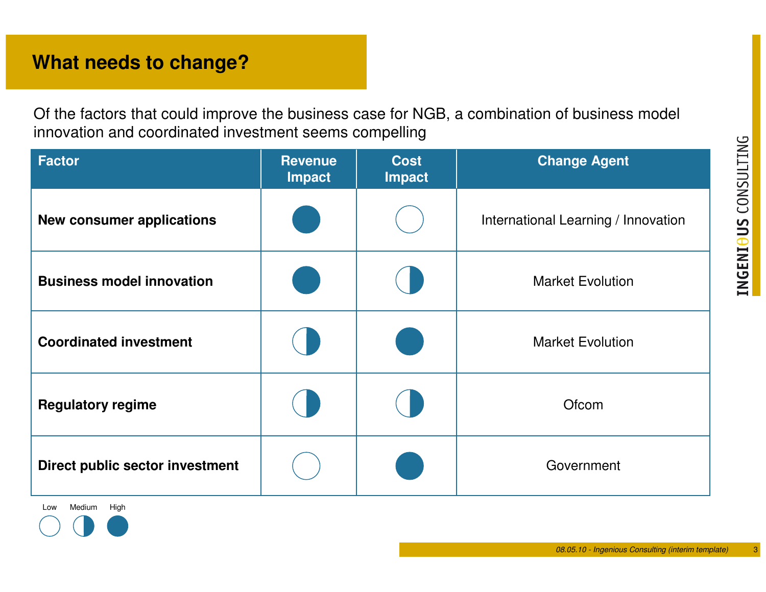# What needs to change?

Of the factors that could improve the business case for NGB, a combination of business model innovation and coordinated investment seems compelling

| Factor | Revenue Impact | Cost Impact | Change Agent |
|---|---|---|---|
| **New consumer applications** | High | Low | International Learning / Innovation |
| **Business model innovation** | High | Medium | Market Evolution |
| **Coordinated investment** | Medium | High | Market Evolution |
| **Regulatory regime** | Medium | Medium | Ofcom |
| **Direct public sector investment** | Low | High | Government |

Low / Medium / High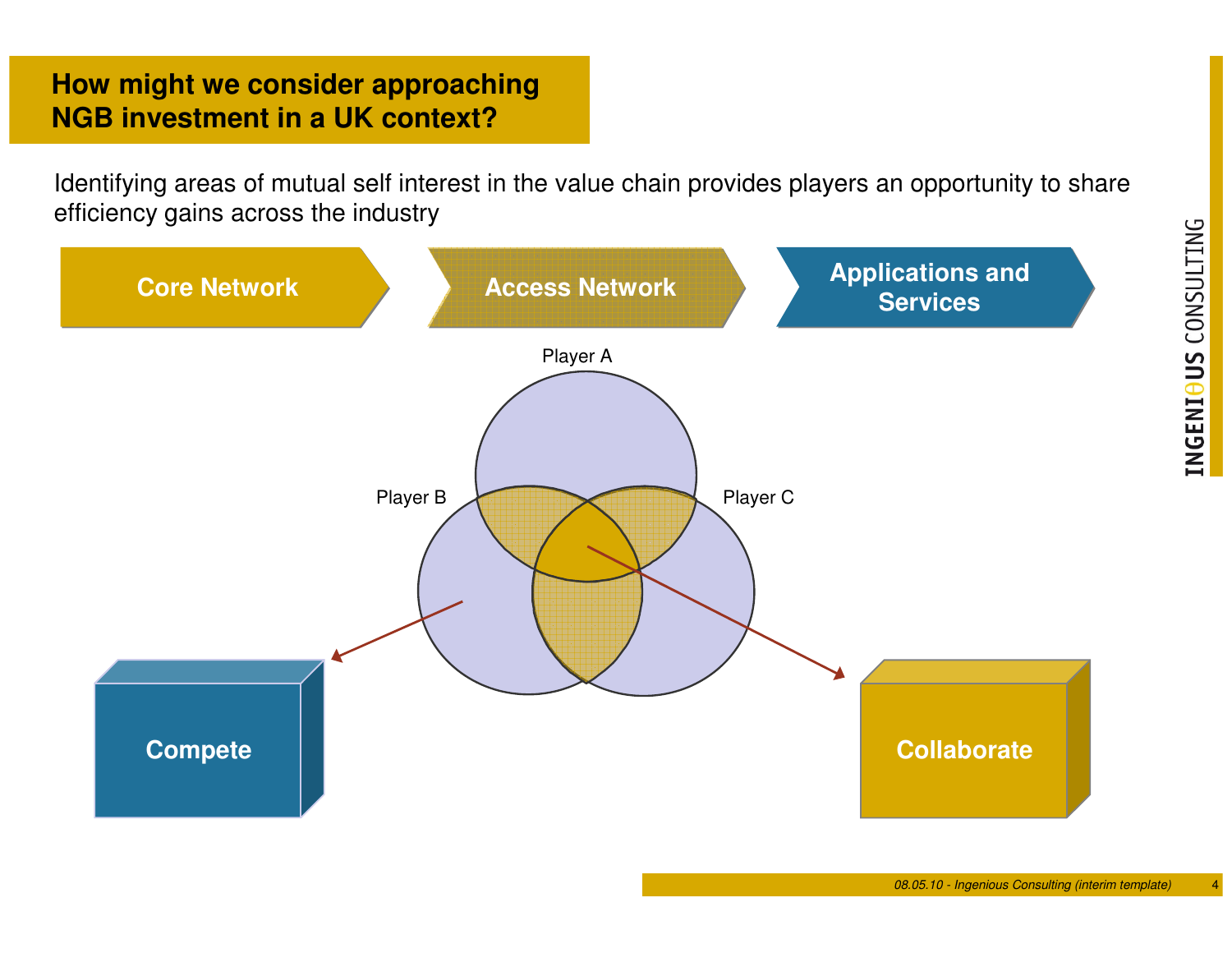# How might we consider approaching NGB investment in a UK context?

Identifying areas of mutual self interest in the value chain provides players an opportunity to share efficiency gains across the industry

**Core Network** → **Access Network** → **Applications and Services**

Player A

Player B

Player C

**Compete**

**Collaborate**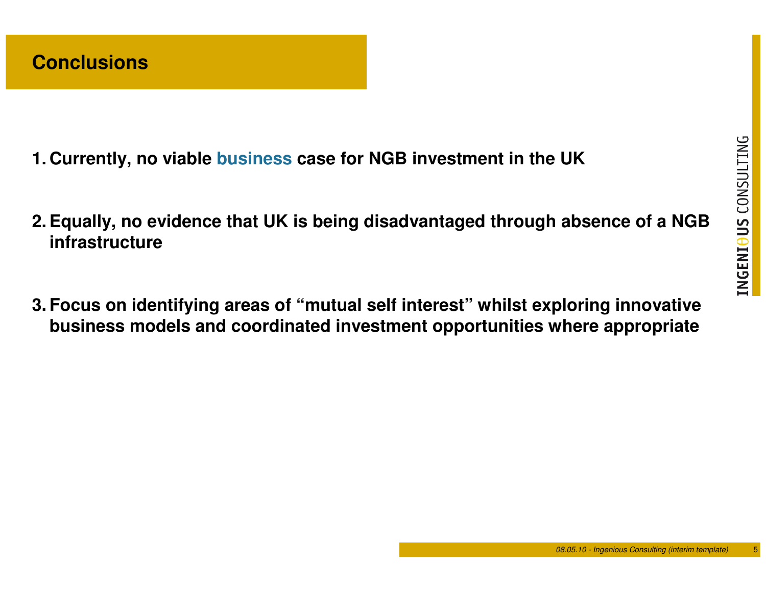## Conclusions

1. **Currently, no viable business case for NGB investment in the UK**

2. **Equally, no evidence that UK is being disadvantaged through absence of a NGB infrastructure**

3. **Focus on identifying areas of "mutual self interest" whilst exploring innovative business models and coordinated investment opportunities where appropriate**